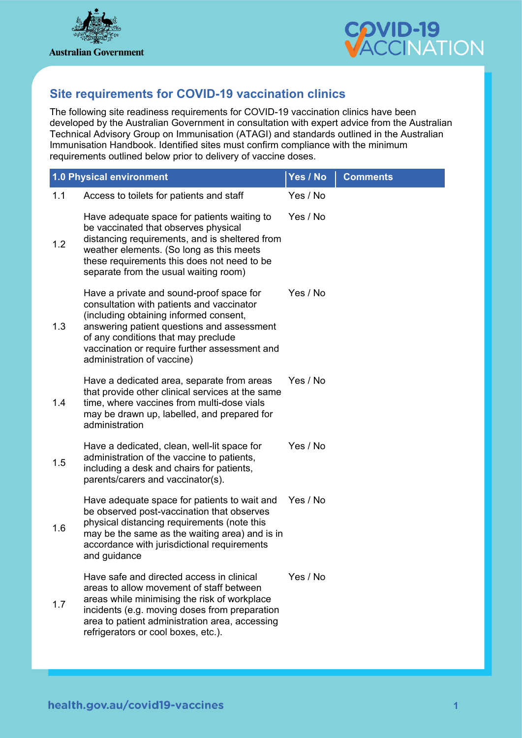Australian Government

COVID-19 VACCINATION

## Site requirements for COVID-19 vaccination clinics

The following site readiness requirements for COVID-19 vaccination clinics have been developed by the Australian Government in consultation with expert advice from the Australian Technical Advisory Group on Immunisation (ATAGI) and standards outlined in the Australian Immunisation Handbook. Identified sites must confirm compliance with the minimum requirements outlined below prior to delivery of vaccine doses.

| | 1.0 Physical environment | Yes / No | Comments |
|---|---|---|---|
| 1.1 | Access to toilets for patients and staff | Yes / No | |
| 1.2 | Have adequate space for patients waiting to be vaccinated that observes physical distancing requirements, and is sheltered from weather elements. (So long as this meets these requirements this does not need to be separate from the usual waiting room) | Yes / No | |
| 1.3 | Have a private and sound-proof space for consultation with patients and vaccinator (including obtaining informed consent, answering patient questions and assessment of any conditions that may preclude vaccination or require further assessment and administration of vaccine) | Yes / No | |
| 1.4 | Have a dedicated area, separate from areas that provide other clinical services at the same time, where vaccines from multi-dose vials may be drawn up, labelled, and prepared for administration | Yes / No | |
| 1.5 | Have a dedicated, clean, well-lit space for administration of the vaccine to patients, including a desk and chairs for patients, parents/carers and vaccinator(s). | Yes / No | |
| 1.6 | Have adequate space for patients to wait and be observed post-vaccination that observes physical distancing requirements (note this may be the same as the waiting area) and is in accordance with jurisdictional requirements and guidance | Yes / No | |
| 1.7 | Have safe and directed access in clinical areas to allow movement of staff between areas while minimising the risk of workplace incidents (e.g. moving doses from preparation area to patient administration area, accessing refrigerators or cool boxes, etc.). | Yes / No | |

health.gov.au/covid19-vaccines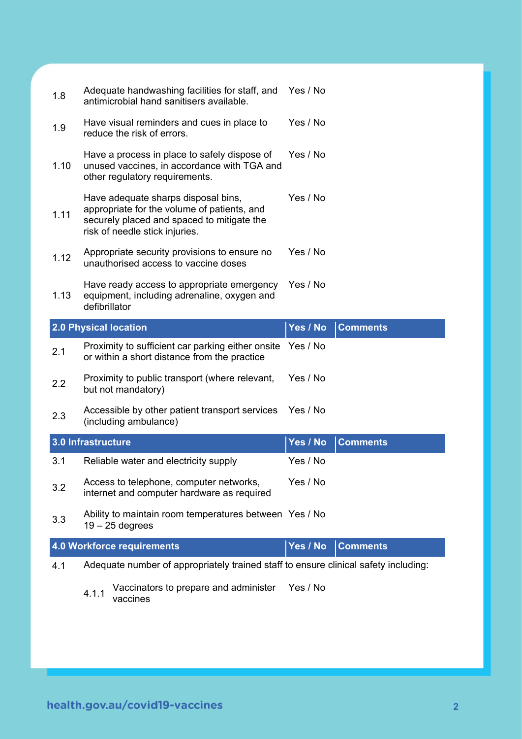| | | | |
|---|---|---|---|
| 1.8 | Adequate handwashing facilities for staff, and antimicrobial hand sanitisers available. | Yes / No | |
| 1.9 | Have visual reminders and cues in place to reduce the risk of errors. | Yes / No | |
| 1.10 | Have a process in place to safely dispose of unused vaccines, in accordance with TGA and other regulatory requirements. | Yes / No | |
| 1.11 | Have adequate sharps disposal bins, appropriate for the volume of patients, and securely placed and spaced to mitigate the risk of needle stick injuries. | Yes / No | |
| 1.12 | Appropriate security provisions to ensure no unauthorised access to vaccine doses | Yes / No | |
| 1.13 | Have ready access to appropriate emergency equipment, including adrenaline, oxygen and defibrillator | Yes / No | |

| **2.0 Physical location** | | **Yes / No** | **Comments** |
|---|---|---|---|
| 2.1 | Proximity to sufficient car parking either onsite or within a short distance from the practice | Yes / No | |
| 2.2 | Proximity to public transport (where relevant, but not mandatory) | Yes / No | |
| 2.3 | Accessible by other patient transport services (including ambulance) | Yes / No | |

| **3.0 Infrastructure** | | **Yes / No** | **Comments** |
|---|---|---|---|
| 3.1 | Reliable water and electricity supply | Yes / No | |
| 3.2 | Access to telephone, computer networks, internet and computer hardware as required | Yes / No | |
| 3.3 | Ability to maintain room temperatures between 19 – 25 degrees | Yes / No | |

| **4.0 Workforce requirements** | | **Yes / No** | **Comments** |
|---|---|---|---|
| 4.1 | Adequate number of appropriately trained staff to ensure clinical safety including: | | |
| | 4.1.1 Vaccinators to prepare and administer vaccines | Yes / No | |

health.gov.au/covid19-vaccines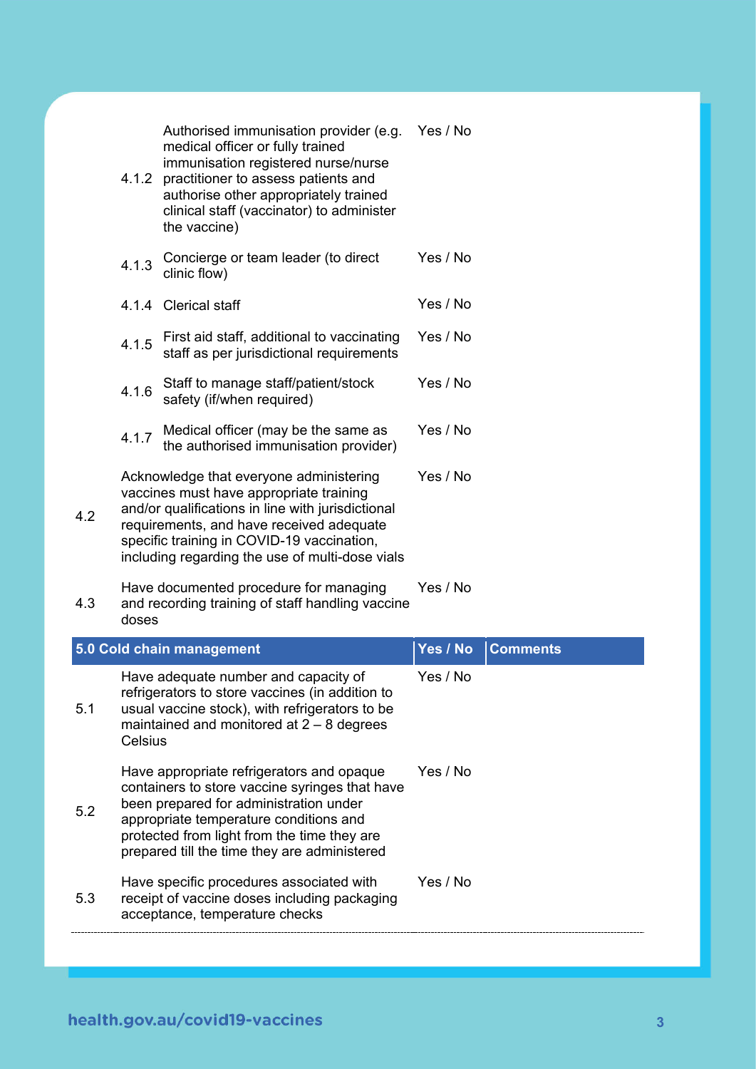| | | | |
|---|---|---|---|
| 4.1.2 | Authorised immunisation provider (e.g. medical officer or fully trained immunisation registered nurse/nurse practitioner to assess patients and authorise other appropriately trained clinical staff (vaccinator) to administer the vaccine) | Yes / No | |
| 4.1.3 | Concierge or team leader (to direct clinic flow) | Yes / No | |
| 4.1.4 | Clerical staff | Yes / No | |
| 4.1.5 | First aid staff, additional to vaccinating staff as per jurisdictional requirements | Yes / No | |
| 4.1.6 | Staff to manage staff/patient/stock safety (if/when required) | Yes / No | |
| 4.1.7 | Medical officer (may be the same as the authorised immunisation provider) | Yes / No | |
| 4.2 | Acknowledge that everyone administering vaccines must have appropriate training and/or qualifications in line with jurisdictional requirements, and have received adequate specific training in COVID-19 vaccination, including regarding the use of multi-dose vials | Yes / No | |
| 4.3 | Have documented procedure for managing and recording training of staff handling vaccine doses | Yes / No | |

| 5.0 Cold chain management | | Yes / No | Comments |
|---|---|---|---|
| 5.1 | Have adequate number and capacity of refrigerators to store vaccines (in addition to usual vaccine stock), with refrigerators to be maintained and monitored at 2 – 8 degrees Celsius | Yes / No | |
| 5.2 | Have appropriate refrigerators and opaque containers to store vaccine syringes that have been prepared for administration under appropriate temperature conditions and protected from light from the time they are prepared till the time they are administered | Yes / No | |
| 5.3 | Have specific procedures associated with receipt of vaccine doses including packaging acceptance, temperature checks | Yes / No | |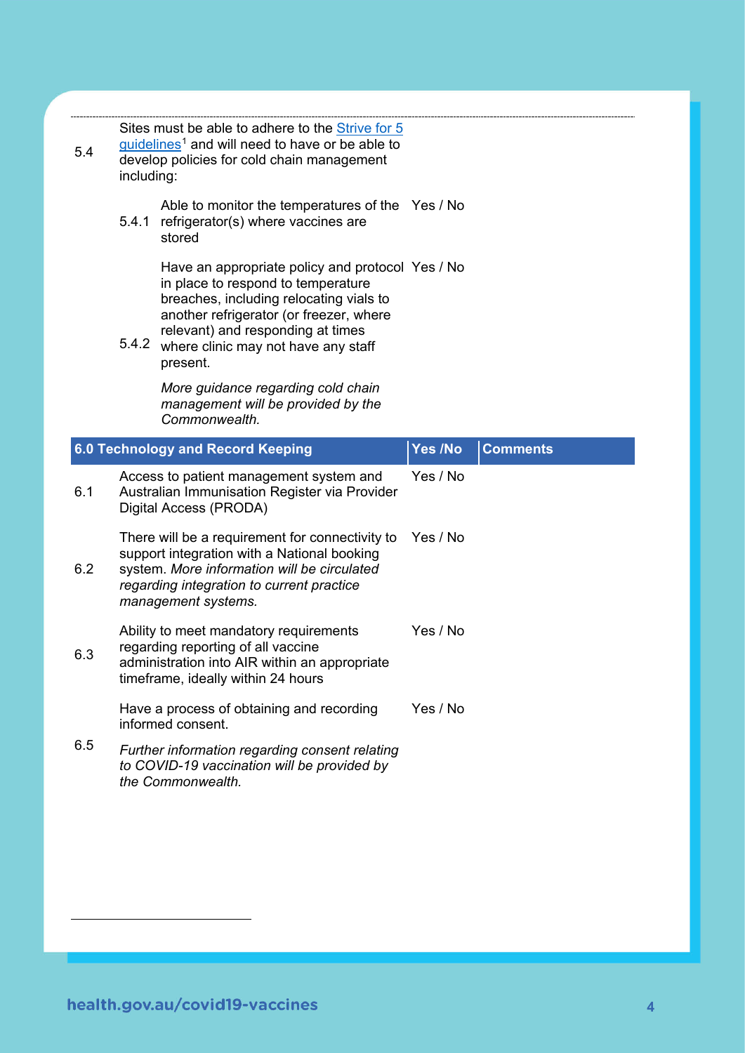| | | | |
|---|---|---|---|
| 5.4 | Sites must be able to adhere to the [Strive for 5 guidelines][1] and will need to have or be able to develop policies for cold chain management including: | | |
| | 5.4.1 Able to monitor the temperatures of the refrigerator(s) where vaccines are stored | Yes / No | |
| | 5.4.2 Have an appropriate policy and protocol in place to respond to temperature breaches, including relocating vials to another refrigerator (or freezer, where relevant) and responding at times where clinic may not have any staff present. *More guidance regarding cold chain management will be provided by the Commonwealth.* | Yes / No | |

| | 6.0 Technology and Record Keeping | Yes /No | Comments |
|---|---|---|---|
| 6.1 | Access to patient management system and Australian Immunisation Register via Provider Digital Access (PRODA) | Yes / No | |
| 6.2 | There will be a requirement for connectivity to support integration with a National booking system. *More information will be circulated regarding integration to current practice management systems.* | Yes / No | |
| 6.3 | Ability to meet mandatory requirements regarding reporting of all vaccine administration into AIR within an appropriate timeframe, ideally within 24 hours | Yes / No | |
| 6.5 | Have a process of obtaining and recording informed consent. *Further information regarding consent relating to COVID-19 vaccination will be provided by the Commonwealth.* | Yes / No | |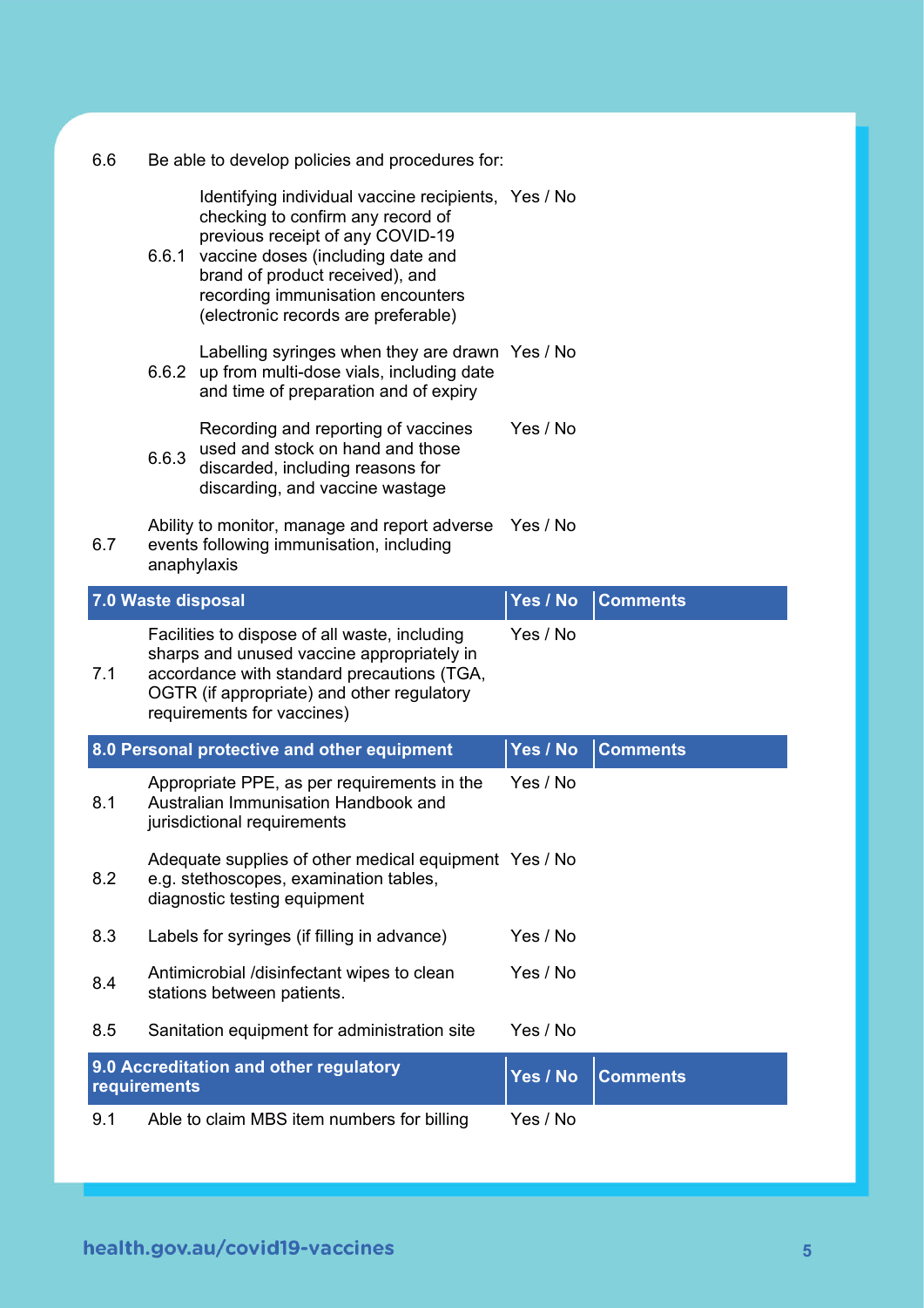| | | Yes / No | Comments |
|---|---|---|---|
| 6.6 | Be able to develop policies and procedures for: | | |
| 6.6.1 | Identifying individual vaccine recipients, checking to confirm any record of previous receipt of any COVID-19 vaccine doses (including date and brand of product received), and recording immunisation encounters (electronic records are preferable) | Yes / No | |
| 6.6.2 | Labelling syringes when they are drawn up from multi-dose vials, including date and time of preparation and of expiry | Yes / No | |
| 6.6.3 | Recording and reporting of vaccines used and stock on hand and those discarded, including reasons for discarding, and vaccine wastage | Yes / No | |
| 6.7 | Ability to monitor, manage and report adverse events following immunisation, including anaphylaxis | Yes / No | |

| 7.0 Waste disposal | | Yes / No | Comments |
|---|---|---|---|
| 7.1 | Facilities to dispose of all waste, including sharps and unused vaccine appropriately in accordance with standard precautions (TGA, OGTR (if appropriate) and other regulatory requirements for vaccines) | Yes / No | |

| 8.0 Personal protective and other equipment | | Yes / No | Comments |
|---|---|---|---|
| 8.1 | Appropriate PPE, as per requirements in the Australian Immunisation Handbook and jurisdictional requirements | Yes / No | |
| 8.2 | Adequate supplies of other medical equipment e.g. stethoscopes, examination tables, diagnostic testing equipment | Yes / No | |
| 8.3 | Labels for syringes (if filling in advance) | Yes / No | |
| 8.4 | Antimicrobial /disinfectant wipes to clean stations between patients. | Yes / No | |
| 8.5 | Sanitation equipment for administration site | Yes / No | |

| 9.0 Accreditation and other regulatory requirements | | Yes / No | Comments |
|---|---|---|---|
| 9.1 | Able to claim MBS item numbers for billing | Yes / No | |

health.gov.au/covid19-vaccines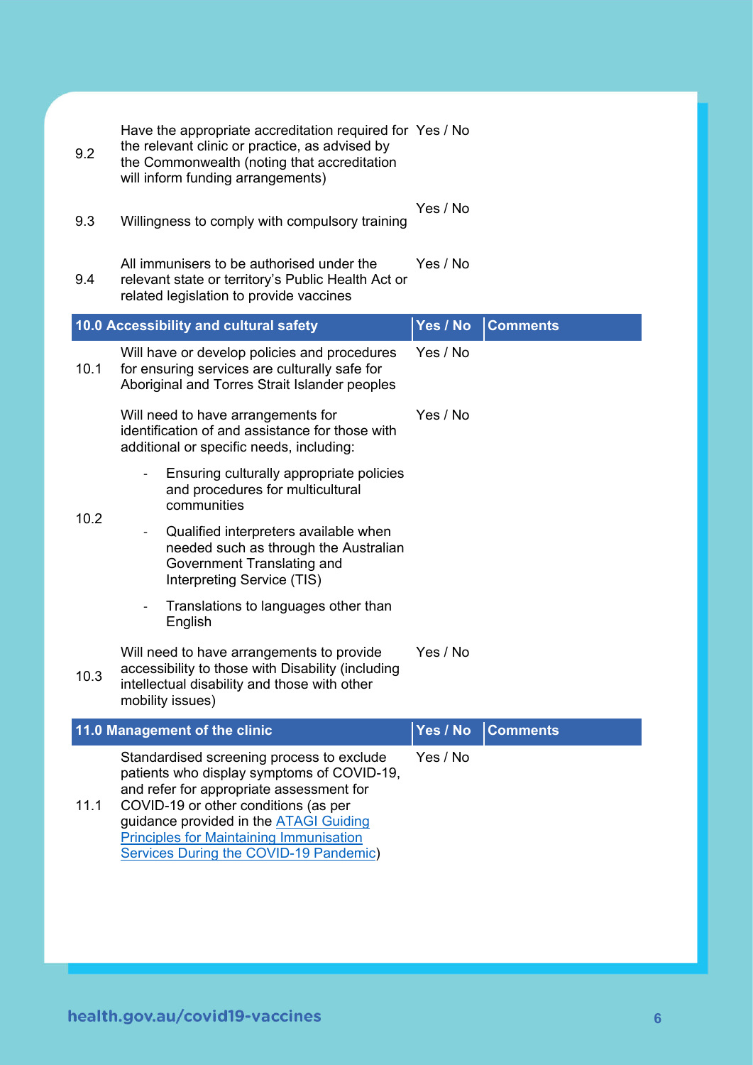| | | | |
|---|---|---|---|
| 9.2 | Have the appropriate accreditation required for the relevant clinic or practice, as advised by the Commonwealth (noting that accreditation will inform funding arrangements) | Yes / No | |
| 9.3 | Willingness to comply with compulsory training | Yes / No | |
| 9.4 | All immunisers to be authorised under the relevant state or territory's Public Health Act or related legislation to provide vaccines | Yes / No | |

| **10.0 Accessibility and cultural safety** | | **Yes / No** | **Comments** |
|---|---|---|---|
| 10.1 | Will have or develop policies and procedures for ensuring services are culturally safe for Aboriginal and Torres Strait Islander peoples | Yes / No | |
| 10.2 | Will need to have arrangements for identification of and assistance for those with additional or specific needs, including:<br>- Ensuring culturally appropriate policies and procedures for multicultural communities<br>- Qualified interpreters available when needed such as through the Australian Government Translating and Interpreting Service (TIS)<br>- Translations to languages other than English | Yes / No | |
| 10.3 | Will need to have arrangements to provide accessibility to those with Disability (including intellectual disability and those with other mobility issues) | Yes / No | |

| **11.0 Management of the clinic** | | **Yes / No** | **Comments** |
|---|---|---|---|
| 11.1 | Standardised screening process to exclude patients who display symptoms of COVID-19, and refer for appropriate assessment for COVID-19 or other conditions (as per guidance provided in the ATAGI Guiding Principles for Maintaining Immunisation Services During the COVID-19 Pandemic) | Yes / No | |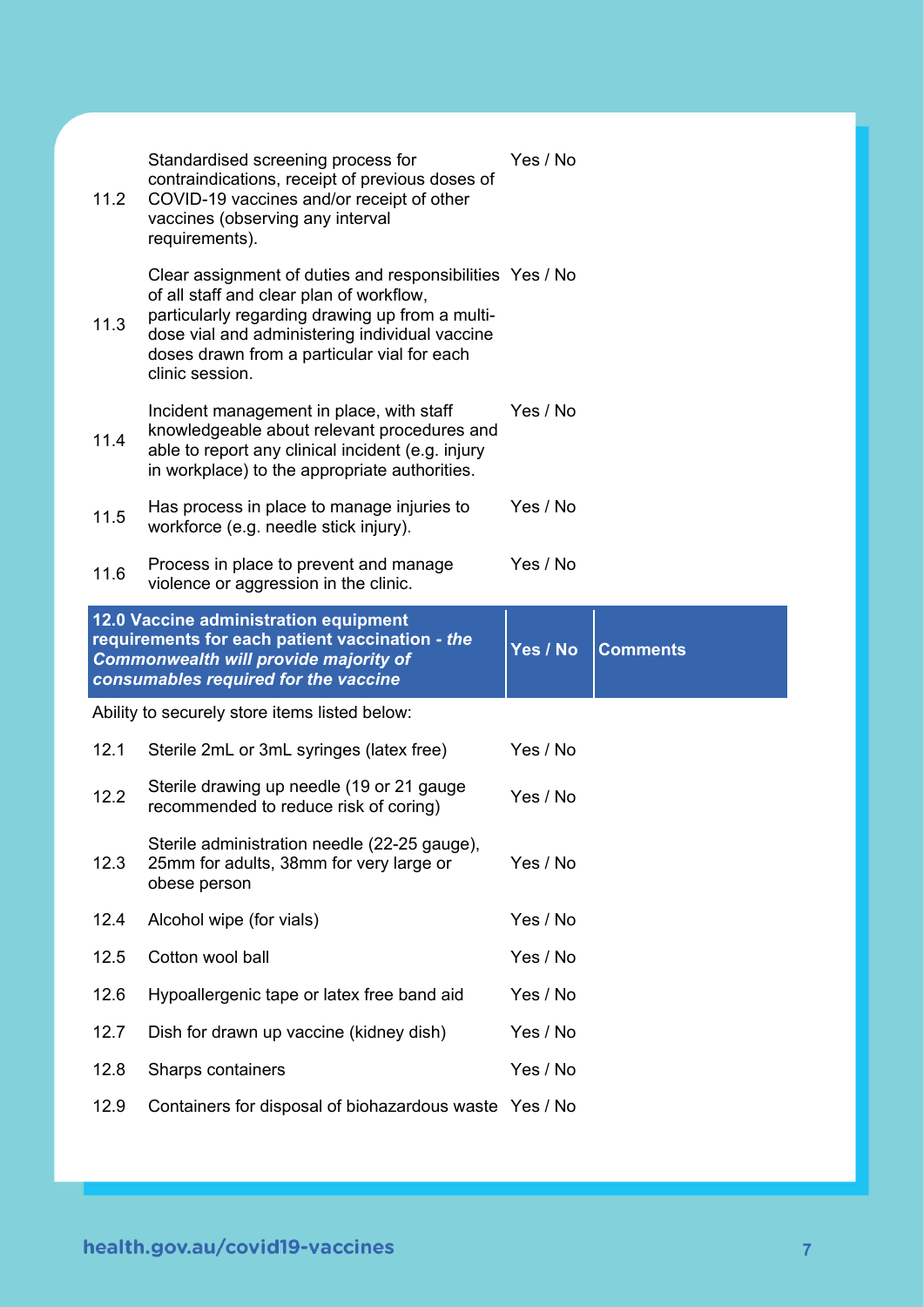| | | | |
|---|---|---|---|
| 11.2 | Standardised screening process for contraindications, receipt of previous doses of COVID-19 vaccines and/or receipt of other vaccines (observing any interval requirements). | Yes / No | |
| 11.3 | Clear assignment of duties and responsibilities of all staff and clear plan of workflow, particularly regarding drawing up from a multi-dose vial and administering individual vaccine doses drawn from a particular vial for each clinic session. | Yes / No | |
| 11.4 | Incident management in place, with staff knowledgeable about relevant procedures and able to report any clinical incident (e.g. injury in workplace) to the appropriate authorities. | Yes / No | |
| 11.5 | Has process in place to manage injuries to workforce (e.g. needle stick injury). | Yes / No | |
| 11.6 | Process in place to prevent and manage violence or aggression in the clinic. | Yes / No | |

| **12.0 Vaccine administration equipment requirements for each patient vaccination - *the Commonwealth will provide majority of consumables required for the vaccine*** | | **Yes / No** | **Comments** |
|---|---|---|---|
| Ability to securely store items listed below: | | | |
| 12.1 | Sterile 2mL or 3mL syringes (latex free) | Yes / No | |
| 12.2 | Sterile drawing up needle (19 or 21 gauge recommended to reduce risk of coring) | Yes / No | |
| 12.3 | Sterile administration needle (22-25 gauge), 25mm for adults, 38mm for very large or obese person | Yes / No | |
| 12.4 | Alcohol wipe (for vials) | Yes / No | |
| 12.5 | Cotton wool ball | Yes / No | |
| 12.6 | Hypoallergenic tape or latex free band aid | Yes / No | |
| 12.7 | Dish for drawn up vaccine (kidney dish) | Yes / No | |
| 12.8 | Sharps containers | Yes / No | |
| 12.9 | Containers for disposal of biohazardous waste | Yes / No | |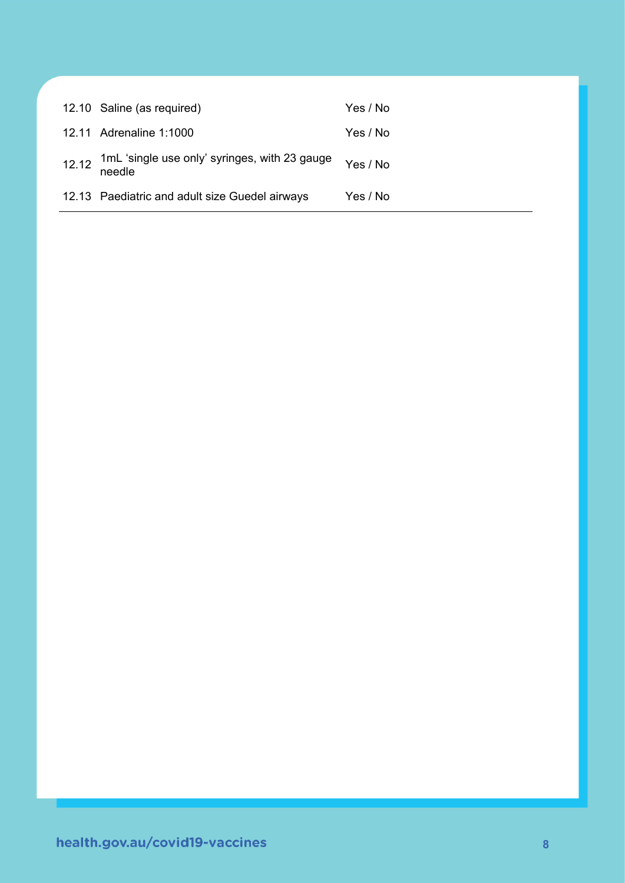| | | |
|---|---|---|
| 12.10 | Saline (as required) | Yes / No |
| 12.11 | Adrenaline 1:1000 | Yes / No |
| 12.12 | 1mL 'single use only' syringes, with 23 gauge needle | Yes / No |
| 12.13 | Paediatric and adult size Guedel airways | Yes / No |

health.gov.au/covid19-vaccines